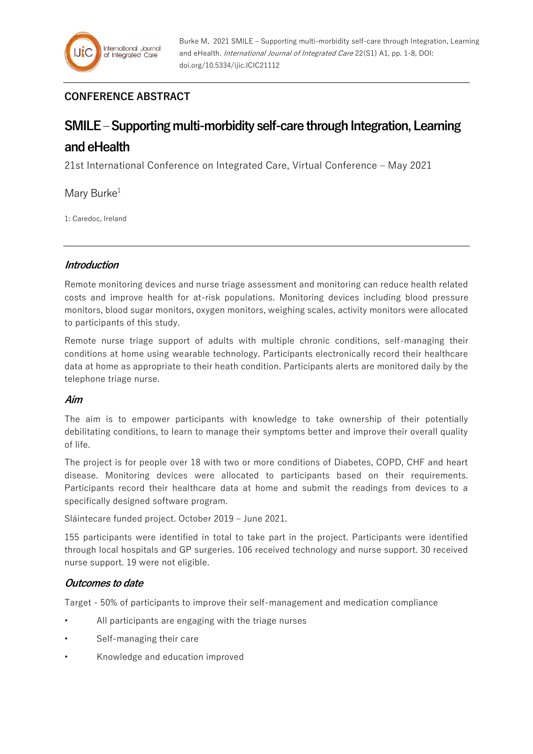Burke M, 2021 SMILE – Supporting multi-morbidity self-care through Integration, Learning and eHealth. *International Journal of Integrated Care* 22(S1) A1, pp. 1-8, DOI: doi.org/10.5334/ijic.ICIC21112

**CONFERENCE ABSTRACT**

# SMILE – Supporting multi-morbidity self-care through Integration, Learning and eHealth

21st International Conference on Integrated Care, Virtual Conference – May 2021

Mary Burke[1]

1: Caredoc, Ireland

## *Introduction*

Remote monitoring devices and nurse triage assessment and monitoring can reduce health related costs and improve health for at-risk populations. Monitoring devices including blood pressure monitors, blood sugar monitors, oxygen monitors, weighing scales, activity monitors were allocated to participants of this study.

Remote nurse triage support of adults with multiple chronic conditions, self-managing their conditions at home using wearable technology. Participants electronically record their healthcare data at home as appropriate to their heath condition. Participants alerts are monitored daily by the telephone triage nurse.

## *Aim*

The aim is to empower participants with knowledge to take ownership of their potentially debilitating conditions, to learn to manage their symptoms better and improve their overall quality of life.

The project is for people over 18 with two or more conditions of Diabetes, COPD, CHF and heart disease. Monitoring devices were allocated to participants based on their requirements. Participants record their healthcare data at home and submit the readings from devices to a specifically designed software program.

Sláintecare funded project. October 2019 – June 2021.

155 participants were identified in total to take part in the project. Participants were identified through local hospitals and GP surgeries. 106 received technology and nurse support. 30 received nurse support. 19 were not eligible.

## *Outcomes to date*

Target - 50% of participants to improve their self-management and medication compliance

- All participants are engaging with the triage nurses
- Self-managing their care
- Knowledge and education improved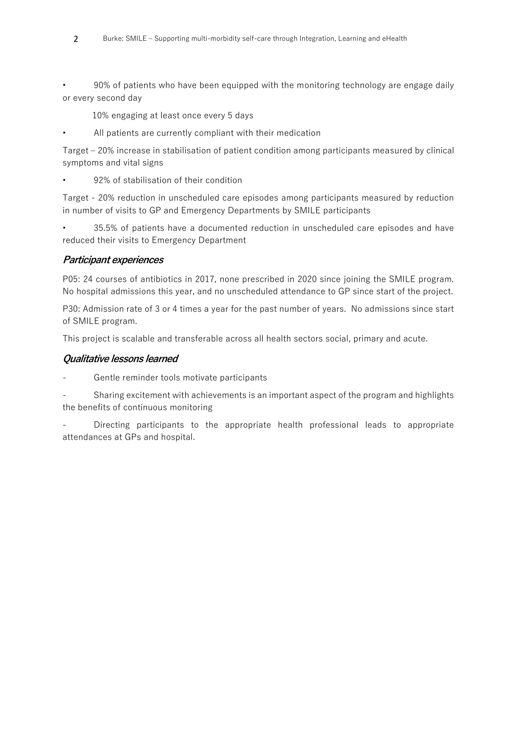- 90% of patients who have been equipped with the monitoring technology are engage daily or every second day

  10% engaging at least once every 5 days

- All patients are currently compliant with their medication

Target – 20% increase in stabilisation of patient condition among participants measured by clinical symptoms and vital signs

- 92% of stabilisation of their condition

Target - 20% reduction in unscheduled care episodes among participants measured by reduction in number of visits to GP and Emergency Departments by SMILE participants

- 35.5% of patients have a documented reduction in unscheduled care episodes and have reduced their visits to Emergency Department

## *Participant experiences*

P05: 24 courses of antibiotics in 2017, none prescribed in 2020 since joining the SMILE program. No hospital admissions this year, and no unscheduled attendance to GP since start of the project.

P30: Admission rate of 3 or 4 times a year for the past number of years. No admissions since start of SMILE program.

This project is scalable and transferable across all health sectors social, primary and acute.

## *Qualitative lessons learned*

- Gentle reminder tools motivate participants
- Sharing excitement with achievements is an important aspect of the program and highlights the benefits of continuous monitoring
- Directing participants to the appropriate health professional leads to appropriate attendances at GPs and hospital.